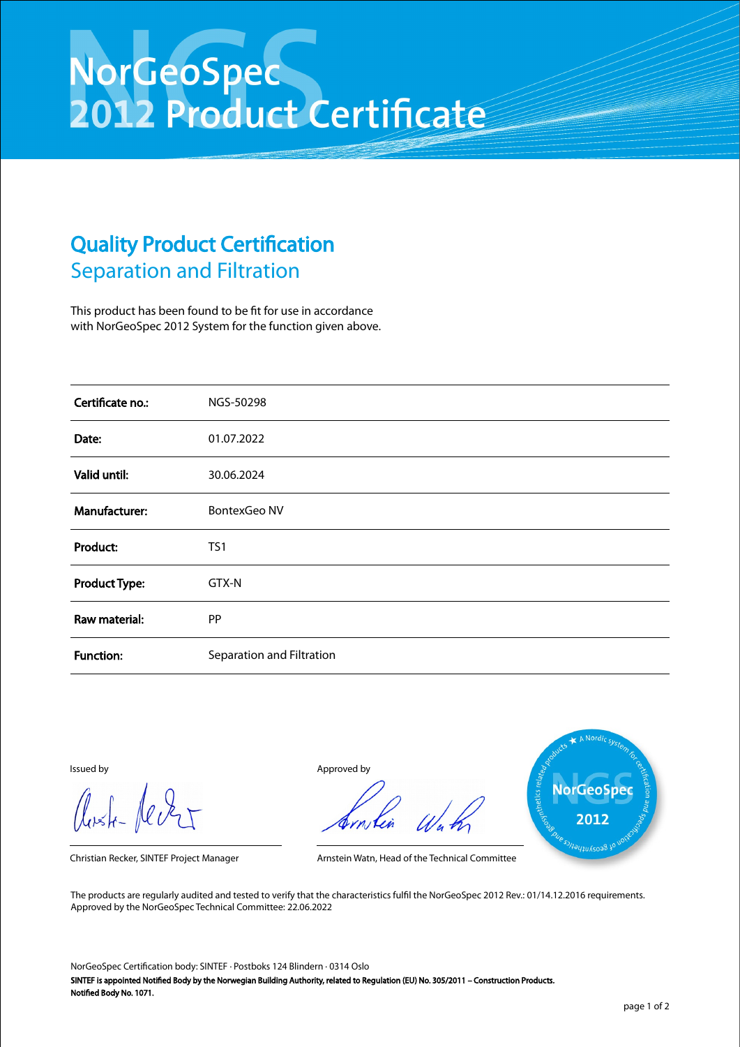# NorGeoSpec 2012 Product Certificate

## Quality Product Certification

### Separation and Filtration

This product has been found to be fit for use in accordance with NorGeoSpec 2012 System for the function given above.

| | |
|---|---|
| **Certificate no.:** | NGS-50298 |
| **Date:** | 01.07.2022 |
| **Valid until:** | 30.06.2024 |
| **Manufacturer:** | BontexGeo NV |
| **Product:** | TS1 |
| **Product Type:** | GTX-N |
| **Raw material:** | PP |
| **Function:** | Separation and Filtration |

Issued by

Christian Recker, SINTEF Project Manager

Approved by

Arnstein Watn, Head of the Technical Committee

The products are regularly audited and tested to verify that the characteristics fulfil the NorGeoSpec 2012 Rev.: 01/14.12.2016 requirements.
Approved by the NorGeoSpec Technical Committee: 22.06.2022

NorGeoSpec Certification body: SINTEF · Postboks 124 Blindern · 0314 Oslo

**SINTEF is appointed Notified Body by the Norwegian Building Authority, related to Regulation (EU) No. 305/2011 – Construction Products. Notified Body No. 1071.**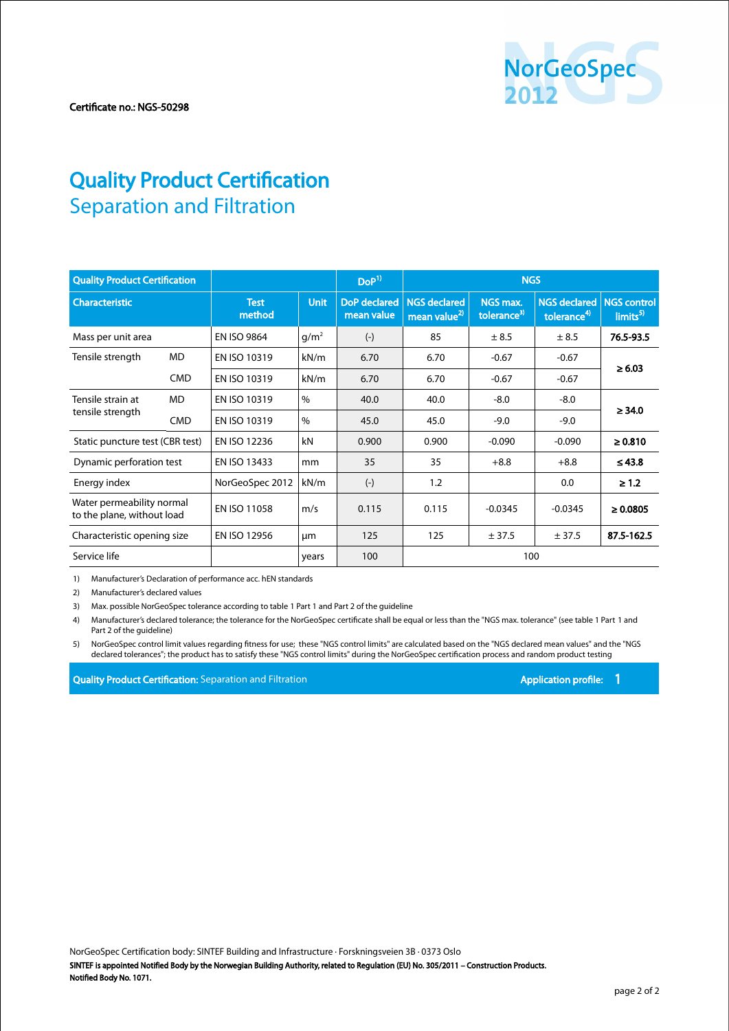Certificate no.: NGS-50298

NorGeoSpec 2012

# Quality Product Certification

## Separation and Filtration

| Quality Product Certification | | | | DoP[1] | NGS | | | |
|---|---|---|---|---|---|---|---|---|
| Characteristic | | Test method | Unit | DoP declared mean value | NGS declared mean value[2] | NGS max. tolerance[3] | NGS declared tolerance[4] | NGS control limits[5] |
| Mass per unit area | | EN ISO 9864 | g/m² | (-) | 85 | ± 8.5 | ± 8.5 | **76.5-93.5** |
| Tensile strength | MD | EN ISO 10319 | kN/m | 6.70 | 6.70 | -0.67 | -0.67 | **≥ 6.03** |
| | CMD | EN ISO 10319 | kN/m | 6.70 | 6.70 | -0.67 | -0.67 | |
| Tensile strain at tensile strength | MD | EN ISO 10319 | % | 40.0 | 40.0 | -8.0 | -8.0 | **≥ 34.0** |
| | CMD | EN ISO 10319 | % | 45.0 | 45.0 | -9.0 | -9.0 | |
| Static puncture test (CBR test) | | EN ISO 12236 | kN | 0.900 | 0.900 | -0.090 | -0.090 | **≥ 0.810** |
| Dynamic perforation test | | EN ISO 13433 | mm | 35 | 35 | +8.8 | +8.8 | **≤ 43.8** |
| Energy index | | NorGeoSpec 2012 | kN/m | (-) | 1.2 | | 0.0 | **≥ 1.2** |
| Water permeability normal to the plane, without load | | EN ISO 11058 | m/s | 0.115 | 0.115 | -0.0345 | -0.0345 | **≥ 0.0805** |
| Characteristic opening size | | EN ISO 12956 | µm | 125 | 125 | ± 37.5 | ± 37.5 | **87.5-162.5** |
| Service life | | | years | 100 | 100 | | | |

1) Manufacturer's Declaration of performance acc. hEN standards

2) Manufacturer's declared values

3) Max. possible NorGeoSpec tolerance according to table 1 Part 1 and Part 2 of the guideline

4) Manufacturer's declared tolerance; the tolerance for the NorGeoSpec certificate shall be equal or less than the "NGS max. tolerance" (see table 1 Part 1 and Part 2 of the guideline)

5) NorGeoSpec control limit values regarding fitness for use; these "NGS control limits" are calculated based on the "NGS declared mean values" and the "NGS declared tolerances"; the product has to satisfy these "NGS control limits" during the NorGeoSpec certification process and random product testing

**Quality Product Certification:** Separation and Filtration **Application profile: 1**

NorGeoSpec Certification body: SINTEF Building and Infrastructure · Forskningsveien 3B · 0373 Oslo

**SINTEF is appointed Notified Body by the Norwegian Building Authority, related to Regulation (EU) No. 305/2011 – Construction Products. Notified Body No. 1071.**